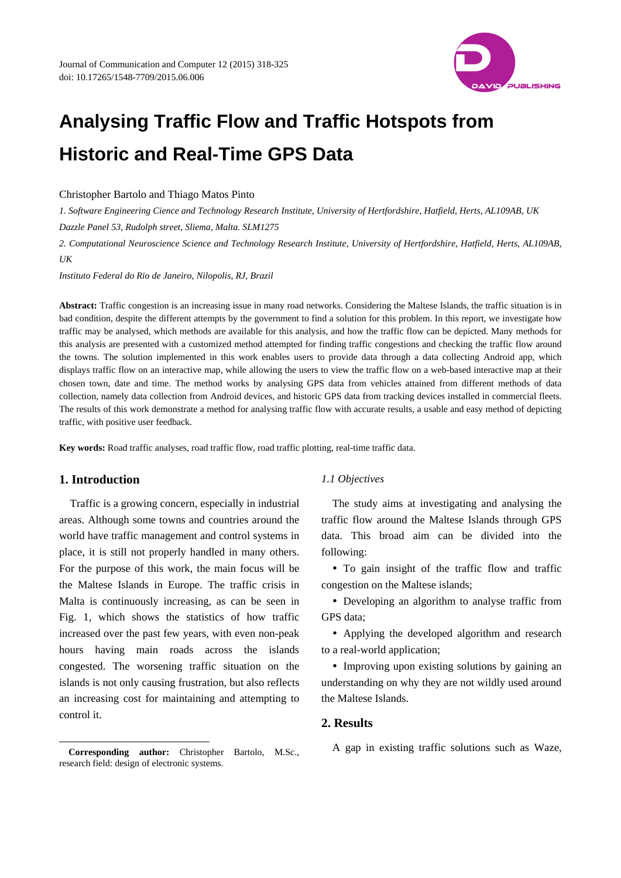# Analysing Traffic Flow and Traffic Hotspots from Historic and Real-Time GPS Data

Christopher Bartolo and Thiago Matos Pinto

*1. Software Engineering Cience and Technology Research Institute, University of Hertfordshire, Hatfield, Herts, AL109AB, UK*

*Dazzle Panel 53, Rudolph street, Sliema, Malta. SLM1275*

*2. Computational Neuroscience Science and Technology Research Institute, University of Hertfordshire, Hatfield, Herts, AL109AB, UK*

*Instituto Federal do Rio de Janeiro, Nilopolis, RJ, Brazil*

**Abstract:** Traffic congestion is an increasing issue in many road networks. Considering the Maltese Islands, the traffic situation is in bad condition, despite the different attempts by the government to find a solution for this problem. In this report, we investigate how traffic may be analysed, which methods are available for this analysis, and how the traffic flow can be depicted. Many methods for this analysis are presented with a customized method attempted for finding traffic congestions and checking the traffic flow around the towns. The solution implemented in this work enables users to provide data through a data collecting Android app, which displays traffic flow on an interactive map, while allowing the users to view the traffic flow on a web-based interactive map at their chosen town, date and time. The method works by analysing GPS data from vehicles attained from different methods of data collection, namely data collection from Android devices, and historic GPS data from tracking devices installed in commercial fleets. The results of this work demonstrate a method for analysing traffic flow with accurate results, a usable and easy method of depicting traffic, with positive user feedback.

**Key words:** Road traffic analyses, road traffic flow, road traffic plotting, real-time traffic data.

## 1. Introduction

Traffic is a growing concern, especially in industrial areas. Although some towns and countries around the world have traffic management and control systems in place, it is still not properly handled in many others. For the purpose of this work, the main focus will be the Maltese Islands in Europe. The traffic crisis in Malta is continuously increasing, as can be seen in Fig. 1, which shows the statistics of how traffic increased over the past few years, with even non-peak hours having main roads across the islands congested. The worsening traffic situation on the islands is not only causing frustration, but also reflects an increasing cost for maintaining and attempting to control it.

**Corresponding author:** Christopher Bartolo, M.Sc., research field: design of electronic systems.

### *1.1 Objectives*

The study aims at investigating and analysing the traffic flow around the Maltese Islands through GPS data. This broad aim can be divided into the following:

- To gain insight of the traffic flow and traffic congestion on the Maltese islands;
- Developing an algorithm to analyse traffic from GPS data;
- Applying the developed algorithm and research to a real-world application;
- Improving upon existing solutions by gaining an understanding on why they are not wildly used around the Maltese Islands.

## 2. Results

A gap in existing traffic solutions such as Waze,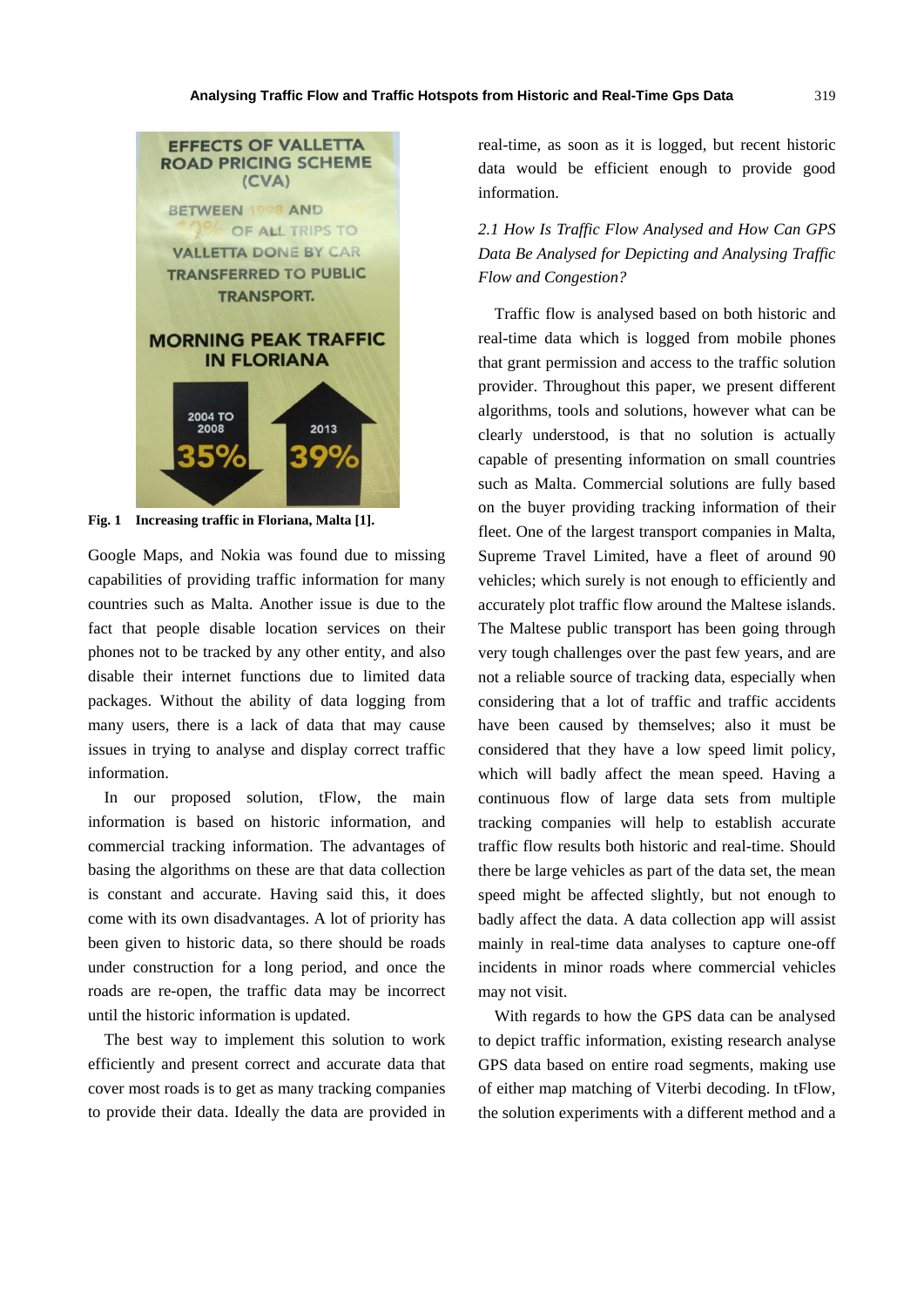Fig. 1 Increasing traffic in Floriana, Malta [1].

Google Maps, and Nokia was found due to missing capabilities of providing traffic information for many countries such as Malta. Another issue is due to the fact that people disable location services on their phones not to be tracked by any other entity, and also disable their internet functions due to limited data packages. Without the ability of data logging from many users, there is a lack of data that may cause issues in trying to analyse and display correct traffic information.

In our proposed solution, tFlow, the main information is based on historic information, and commercial tracking information. The advantages of basing the algorithms on these are that data collection is constant and accurate. Having said this, it does come with its own disadvantages. A lot of priority has been given to historic data, so there should be roads under construction for a long period, and once the roads are re-open, the traffic data may be incorrect until the historic information is updated.

The best way to implement this solution to work efficiently and present correct and accurate data that cover most roads is to get as many tracking companies to provide their data. Ideally the data are provided in real-time, as soon as it is logged, but recent historic data would be efficient enough to provide good information.

### *2.1 How Is Traffic Flow Analysed and How Can GPS Data Be Analysed for Depicting and Analysing Traffic Flow and Congestion?*

Traffic flow is analysed based on both historic and real-time data which is logged from mobile phones that grant permission and access to the traffic solution provider. Throughout this paper, we present different algorithms, tools and solutions, however what can be clearly understood, is that no solution is actually capable of presenting information on small countries such as Malta. Commercial solutions are fully based on the buyer providing tracking information of their fleet. One of the largest transport companies in Malta, Supreme Travel Limited, have a fleet of around 90 vehicles; which surely is not enough to efficiently and accurately plot traffic flow around the Maltese islands. The Maltese public transport has been going through very tough challenges over the past few years, and are not a reliable source of tracking data, especially when considering that a lot of traffic and traffic accidents have been caused by themselves; also it must be considered that they have a low speed limit policy, which will badly affect the mean speed. Having a continuous flow of large data sets from multiple tracking companies will help to establish accurate traffic flow results both historic and real-time. Should there be large vehicles as part of the data set, the mean speed might be affected slightly, but not enough to badly affect the data. A data collection app will assist mainly in real-time data analyses to capture one-off incidents in minor roads where commercial vehicles may not visit.

With regards to how the GPS data can be analysed to depict traffic information, existing research analyse GPS data based on entire road segments, making use of either map matching of Viterbi decoding. In tFlow, the solution experiments with a different method and a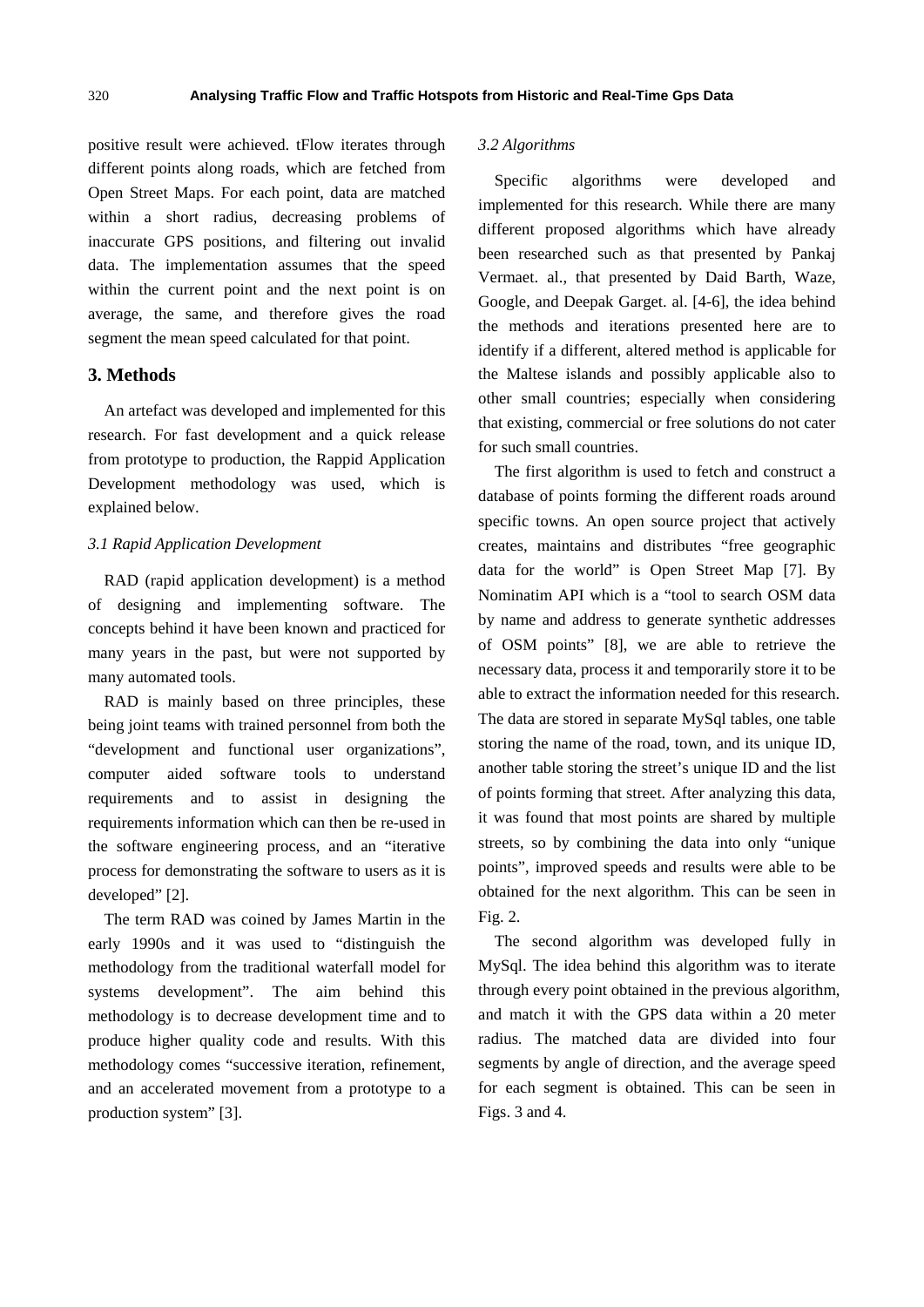positive result were achieved. tFlow iterates through different points along roads, which are fetched from Open Street Maps. For each point, data are matched within a short radius, decreasing problems of inaccurate GPS positions, and filtering out invalid data. The implementation assumes that the speed within the current point and the next point is on average, the same, and therefore gives the road segment the mean speed calculated for that point.

## 3. Methods

An artefact was developed and implemented for this research. For fast development and a quick release from prototype to production, the Rappid Application Development methodology was used, which is explained below.

### *3.1 Rapid Application Development*

RAD (rapid application development) is a method of designing and implementing software. The concepts behind it have been known and practiced for many years in the past, but were not supported by many automated tools.

RAD is mainly based on three principles, these being joint teams with trained personnel from both the "development and functional user organizations", computer aided software tools to understand requirements and to assist in designing the requirements information which can then be re-used in the software engineering process, and an "iterative process for demonstrating the software to users as it is developed" [2].

The term RAD was coined by James Martin in the early 1990s and it was used to "distinguish the methodology from the traditional waterfall model for systems development". The aim behind this methodology is to decrease development time and to produce higher quality code and results. With this methodology comes "successive iteration, refinement, and an accelerated movement from a prototype to a production system" [3].

### *3.2 Algorithms*

Specific algorithms were developed and implemented for this research. While there are many different proposed algorithms which have already been researched such as that presented by Pankaj Vermaet. al., that presented by Daid Barth, Waze, Google, and Deepak Garget. al. [4-6], the idea behind the methods and iterations presented here are to identify if a different, altered method is applicable for the Maltese islands and possibly applicable also to other small countries; especially when considering that existing, commercial or free solutions do not cater for such small countries.

The first algorithm is used to fetch and construct a database of points forming the different roads around specific towns. An open source project that actively creates, maintains and distributes "free geographic data for the world" is Open Street Map [7]. By Nominatim API which is a "tool to search OSM data by name and address to generate synthetic addresses of OSM points" [8], we are able to retrieve the necessary data, process it and temporarily store it to be able to extract the information needed for this research. The data are stored in separate MySql tables, one table storing the name of the road, town, and its unique ID, another table storing the street's unique ID and the list of points forming that street. After analyzing this data, it was found that most points are shared by multiple streets, so by combining the data into only "unique points", improved speeds and results were able to be obtained for the next algorithm. This can be seen in Fig. 2.

The second algorithm was developed fully in MySql. The idea behind this algorithm was to iterate through every point obtained in the previous algorithm, and match it with the GPS data within a 20 meter radius. The matched data are divided into four segments by angle of direction, and the average speed for each segment is obtained. This can be seen in Figs. 3 and 4.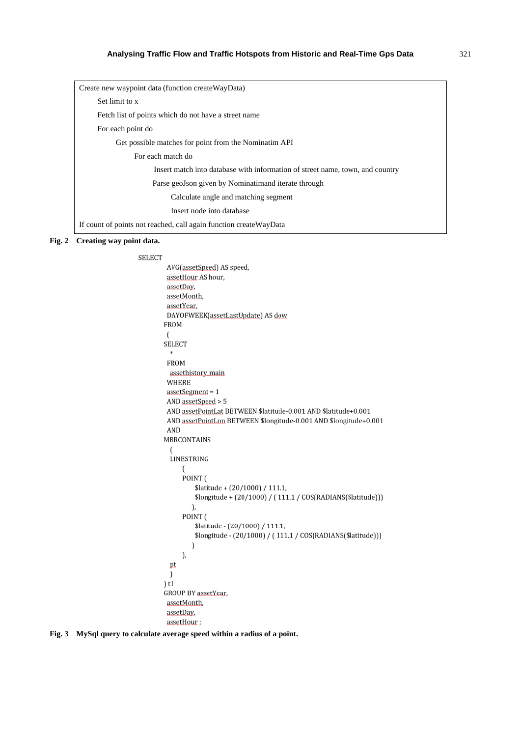```
Create new waypoint data (function createWayData)
    Set limit to x
    Fetch list of points which do not have a street name
    For each point do
        Get possible matches for point from the Nominatim API
            For each match do
                Insert match into database with information of street name, town, and country
                Parse geoJson given by Nominatimand iterate through
                    Calculate angle and matching segment
                    Insert node into database
If count of points not reached, call again function createWayData
```

**Fig. 2 Creating way point data.**

```
SELECT
    AVG(assetSpeed) AS speed,
    assetHour AS hour,
    assetDay,
    assetMonth,
    assetYear,
    DAYOFWEEK(assetLastUpdate) AS dow
  FROM
  (
  SELECT
    *
  FROM
    assethistory_main
  WHERE
    assetSegment = 1
    AND assetSpeed > 5
    AND assetPointLat BETWEEN $latitude-0.001 AND $latitude+0.001
    AND assetPointLon BETWEEN $longitude-0.001 AND $longitude+0.001
    AND
  MBRCONTAINS
    (
    LINESTRING
        (
        POINT (
            $latitude + (20/1000) / 111.1,
            $longitude + (20/1000) / ( 111.1 / COS(RADIANS($latitude)))
           ),
        POINT (
            $latitude - (20/1000) / 111.1,
            $longitude - (20/1000) / ( 111.1 / COS(RADIANS($latitude)))
           )
        ),
    pt
    )
  ) t1
  GROUP BY assetYear,
    assetMonth,
    assetDay,
    assetHour ;
```

**Fig. 3 MySql query to calculate average speed within a radius of a point.**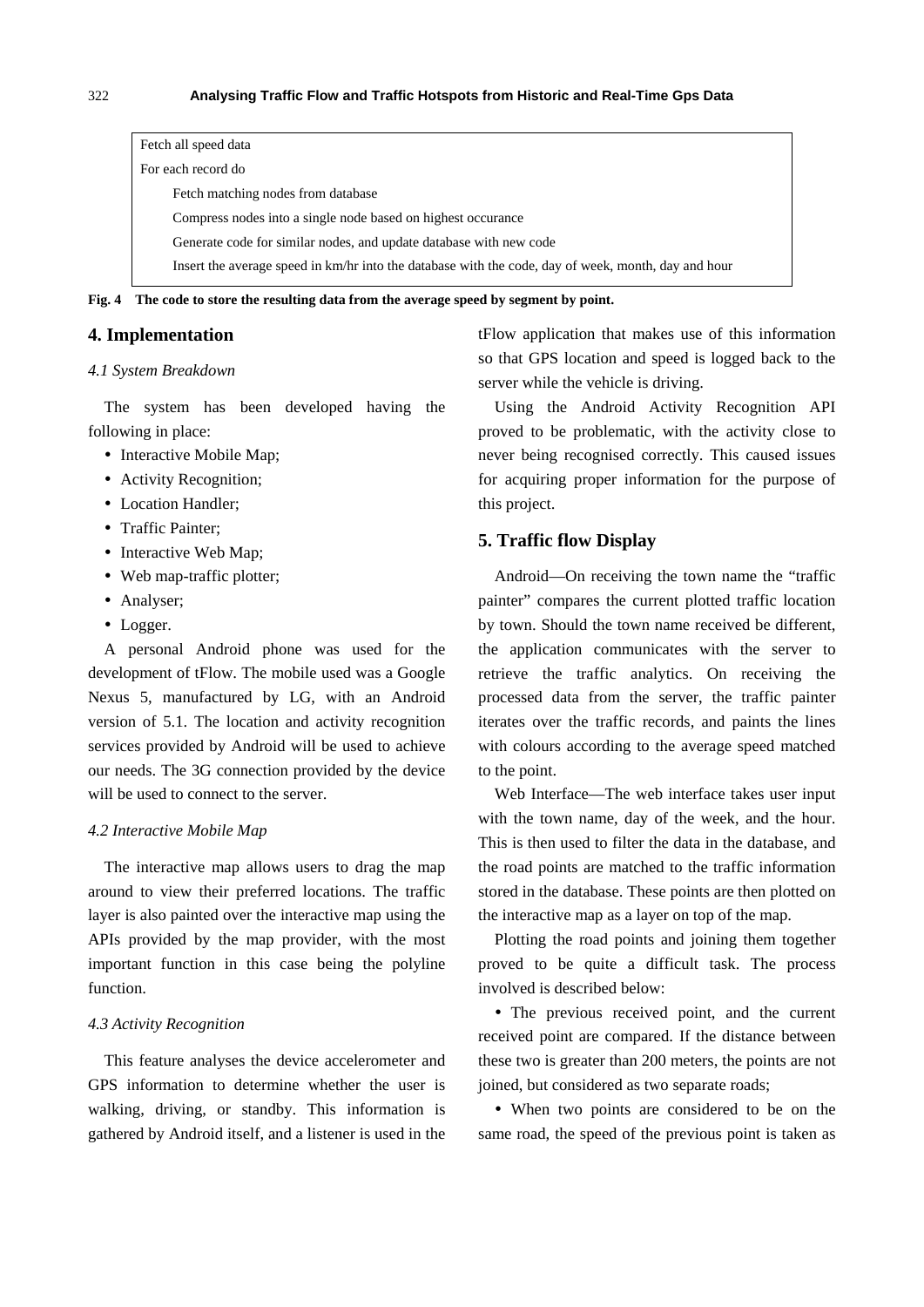```
Fetch all speed data
For each record do
    Fetch matching nodes from database
    Compress nodes into a single node based on highest occurance
    Generate code for similar nodes, and update database with new code
    Insert the average speed in km/hr into the database with the code, day of week, month, day and hour
```

**Fig. 4 The code to store the resulting data from the average speed by segment by point.**

## 4. Implementation

### *4.1 System Breakdown*

The system has been developed having the following in place:

- Interactive Mobile Map;
- Activity Recognition;
- Location Handler;
- Traffic Painter;
- Interactive Web Map;
- Web map-traffic plotter;
- Analyser;
- Logger.

A personal Android phone was used for the development of tFlow. The mobile used was a Google Nexus 5, manufactured by LG, with an Android version of 5.1. The location and activity recognition services provided by Android will be used to achieve our needs. The 3G connection provided by the device will be used to connect to the server.

### *4.2 Interactive Mobile Map*

The interactive map allows users to drag the map around to view their preferred locations. The traffic layer is also painted over the interactive map using the APIs provided by the map provider, with the most important function in this case being the polyline function.

### *4.3 Activity Recognition*

This feature analyses the device accelerometer and GPS information to determine whether the user is walking, driving, or standby. This information is gathered by Android itself, and a listener is used in the tFlow application that makes use of this information so that GPS location and speed is logged back to the server while the vehicle is driving.

Using the Android Activity Recognition API proved to be problematic, with the activity close to never being recognised correctly. This caused issues for acquiring proper information for the purpose of this project.

## 5. Traffic flow Display

Android—On receiving the town name the "traffic painter" compares the current plotted traffic location by town. Should the town name received be different, the application communicates with the server to retrieve the traffic analytics. On receiving the processed data from the server, the traffic painter iterates over the traffic records, and paints the lines with colours according to the average speed matched to the point.

Web Interface—The web interface takes user input with the town name, day of the week, and the hour. This is then used to filter the data in the database, and the road points are matched to the traffic information stored in the database. These points are then plotted on the interactive map as a layer on top of the map.

Plotting the road points and joining them together proved to be quite a difficult task. The process involved is described below:

- The previous received point, and the current received point are compared. If the distance between these two is greater than 200 meters, the points are not joined, but considered as two separate roads;
- When two points are considered to be on the same road, the speed of the previous point is taken as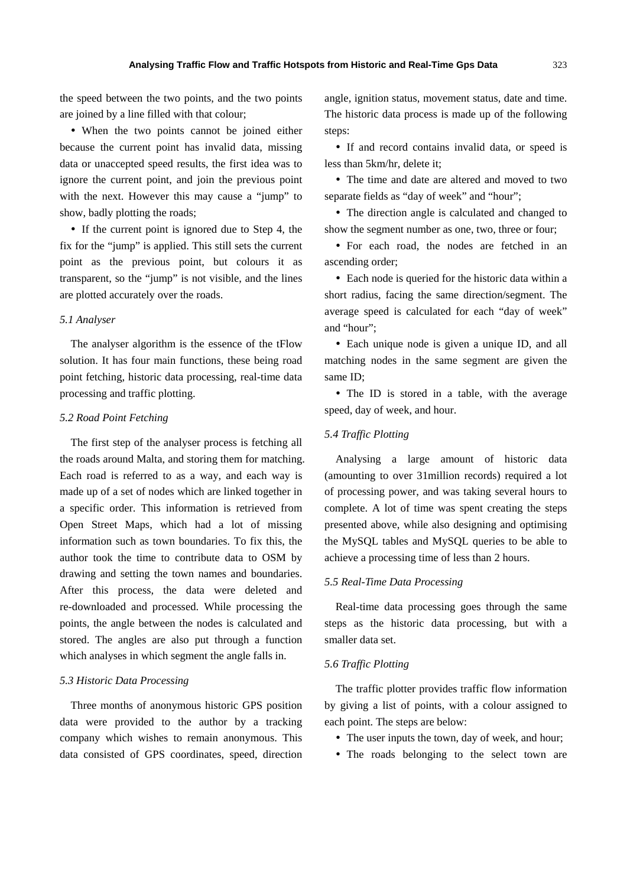the speed between the two points, and the two points are joined by a line filled with that colour;

- When the two points cannot be joined either because the current point has invalid data, missing data or unaccepted speed results, the first idea was to ignore the current point, and join the previous point with the next. However this may cause a "jump" to show, badly plotting the roads;
- If the current point is ignored due to Step 4, the fix for the "jump" is applied. This still sets the current point as the previous point, but colours it as transparent, so the "jump" is not visible, and the lines are plotted accurately over the roads.

### *5.1 Analyser*

The analyser algorithm is the essence of the tFlow solution. It has four main functions, these being road point fetching, historic data processing, real-time data processing and traffic plotting.

### *5.2 Road Point Fetching*

The first step of the analyser process is fetching all the roads around Malta, and storing them for matching. Each road is referred to as a way, and each way is made up of a set of nodes which are linked together in a specific order. This information is retrieved from Open Street Maps, which had a lot of missing information such as town boundaries. To fix this, the author took the time to contribute data to OSM by drawing and setting the town names and boundaries. After this process, the data were deleted and re-downloaded and processed. While processing the points, the angle between the nodes is calculated and stored. The angles are also put through a function which analyses in which segment the angle falls in.

### *5.3 Historic Data Processing*

Three months of anonymous historic GPS position data were provided to the author by a tracking company which wishes to remain anonymous. This data consisted of GPS coordinates, speed, direction angle, ignition status, movement status, date and time. The historic data process is made up of the following steps:

- If and record contains invalid data, or speed is less than 5km/hr, delete it;
- The time and date are altered and moved to two separate fields as "day of week" and "hour";
- The direction angle is calculated and changed to show the segment number as one, two, three or four;
- For each road, the nodes are fetched in an ascending order;
- Each node is queried for the historic data within a short radius, facing the same direction/segment. The average speed is calculated for each "day of week" and "hour";
- Each unique node is given a unique ID, and all matching nodes in the same segment are given the same ID;
- The ID is stored in a table, with the average speed, day of week, and hour.

### *5.4 Traffic Plotting*

Analysing a large amount of historic data (amounting to over 31million records) required a lot of processing power, and was taking several hours to complete. A lot of time was spent creating the steps presented above, while also designing and optimising the MySQL tables and MySQL queries to be able to achieve a processing time of less than 2 hours.

### *5.5 Real-Time Data Processing*

Real-time data processing goes through the same steps as the historic data processing, but with a smaller data set.

### *5.6 Traffic Plotting*

The traffic plotter provides traffic flow information by giving a list of points, with a colour assigned to each point. The steps are below:

- The user inputs the town, day of week, and hour;
- The roads belonging to the select town are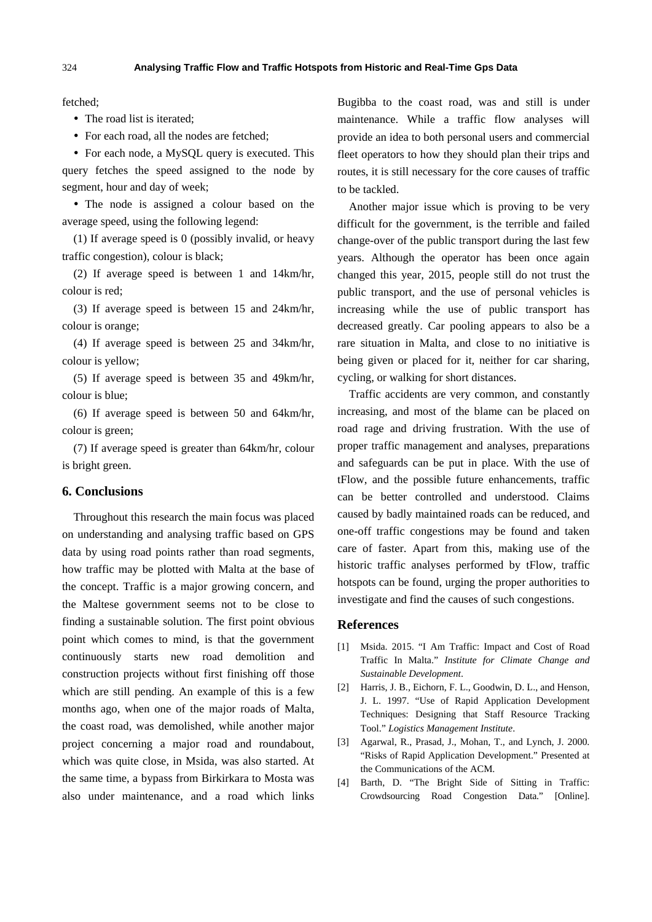fetched;

- The road list is iterated;
- For each road, all the nodes are fetched;
- For each node, a MySQL query is executed. This query fetches the speed assigned to the node by segment, hour and day of week;
- The node is assigned a colour based on the average speed, using the following legend:

(1) If average speed is 0 (possibly invalid, or heavy traffic congestion), colour is black;

(2) If average speed is between 1 and 14km/hr, colour is red;

(3) If average speed is between 15 and 24km/hr, colour is orange;

(4) If average speed is between 25 and 34km/hr, colour is yellow;

(5) If average speed is between 35 and 49km/hr, colour is blue;

(6) If average speed is between 50 and 64km/hr, colour is green;

(7) If average speed is greater than 64km/hr, colour is bright green.

## 6. Conclusions

Throughout this research the main focus was placed on understanding and analysing traffic based on GPS data by using road points rather than road segments, how traffic may be plotted with Malta at the base of the concept. Traffic is a major growing concern, and the Maltese government seems not to be close to finding a sustainable solution. The first point obvious point which comes to mind, is that the government continuously starts new road demolition and construction projects without first finishing off those which are still pending. An example of this is a few months ago, when one of the major roads of Malta, the coast road, was demolished, while another major project concerning a major road and roundabout, which was quite close, in Msida, was also started. At the same time, a bypass from Birkirkara to Mosta was also under maintenance, and a road which links Bugibba to the coast road, was and still is under maintenance. While a traffic flow analyses will provide an idea to both personal users and commercial fleet operators to how they should plan their trips and routes, it is still necessary for the core causes of traffic to be tackled.

Another major issue which is proving to be very difficult for the government, is the terrible and failed change-over of the public transport during the last few years. Although the operator has been once again changed this year, 2015, people still do not trust the public transport, and the use of personal vehicles is increasing while the use of public transport has decreased greatly. Car pooling appears to also be a rare situation in Malta, and close to no initiative is being given or placed for it, neither for car sharing, cycling, or walking for short distances.

Traffic accidents are very common, and constantly increasing, and most of the blame can be placed on road rage and driving frustration. With the use of proper traffic management and analyses, preparations and safeguards can be put in place. With the use of tFlow, and the possible future enhancements, traffic can be better controlled and understood. Claims caused by badly maintained roads can be reduced, and one-off traffic congestions may be found and taken care of faster. Apart from this, making use of the historic traffic analyses performed by tFlow, traffic hotspots can be found, urging the proper authorities to investigate and find the causes of such congestions.

## References

[1] Msida. 2015. "I Am Traffic: Impact and Cost of Road Traffic In Malta." *Institute for Climate Change and Sustainable Development*.

[2] Harris, J. B., Eichorn, F. L., Goodwin, D. L., and Henson, J. L. 1997. "Use of Rapid Application Development Techniques: Designing that Staff Resource Tracking Tool." *Logistics Management Institute*.

[3] Agarwal, R., Prasad, J., Mohan, T., and Lynch, J. 2000. "Risks of Rapid Application Development." Presented at the Communications of the ACM.

[4] Barth, D. "The Bright Side of Sitting in Traffic: Crowdsourcing Road Congestion Data." [Online].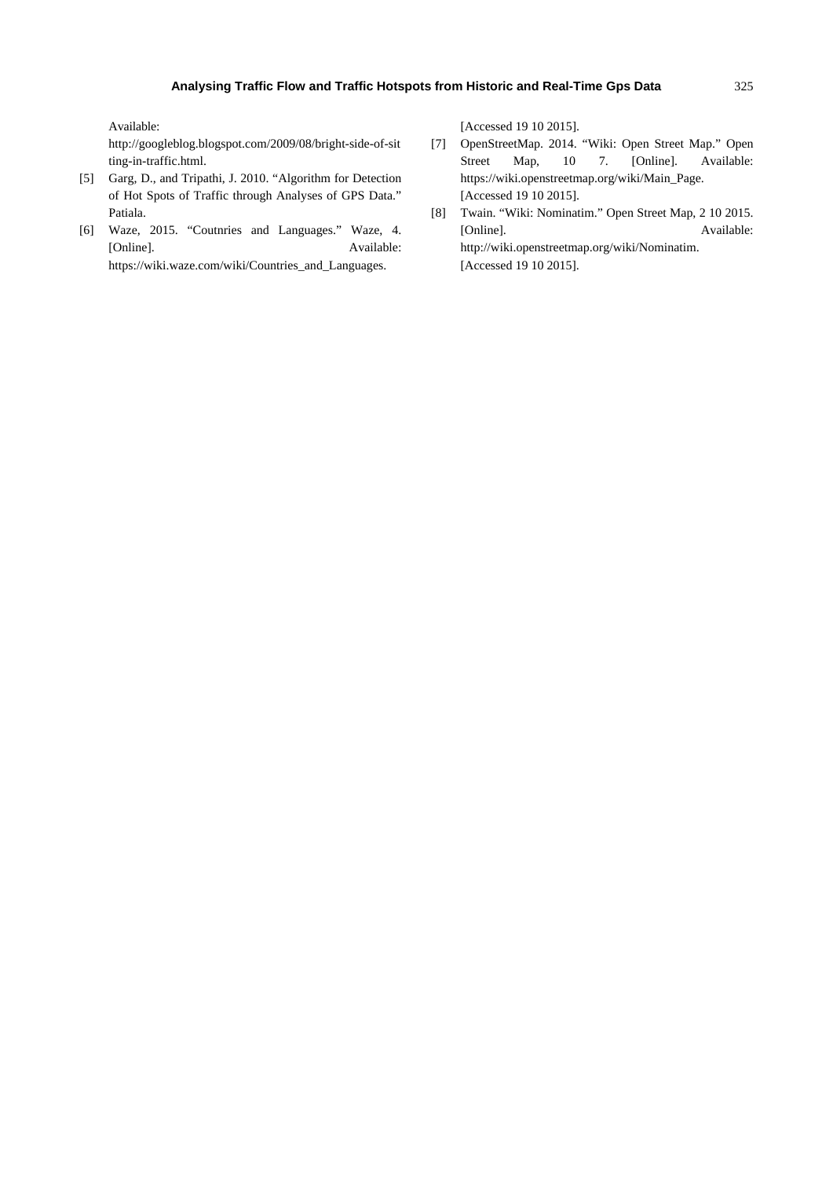Available:
http://googleblog.blogspot.com/2009/08/bright-side-of-sitting-in-traffic.html.

[5] Garg, D., and Tripathi, J. 2010. "Algorithm for Detection of Hot Spots of Traffic through Analyses of GPS Data." Patiala.

[6] Waze, 2015. "Coutnries and Languages." Waze, 4. [Online]. Available: https://wiki.waze.com/wiki/Countries_and_Languages. [Accessed 19 10 2015].

[7] OpenStreetMap. 2014. "Wiki: Open Street Map." Open Street Map, 10 7. [Online]. Available: https://wiki.openstreetmap.org/wiki/Main_Page. [Accessed 19 10 2015].

[8] Twain. "Wiki: Nominatim." Open Street Map, 2 10 2015. [Online]. Available: http://wiki.openstreetmap.org/wiki/Nominatim. [Accessed 19 10 2015].